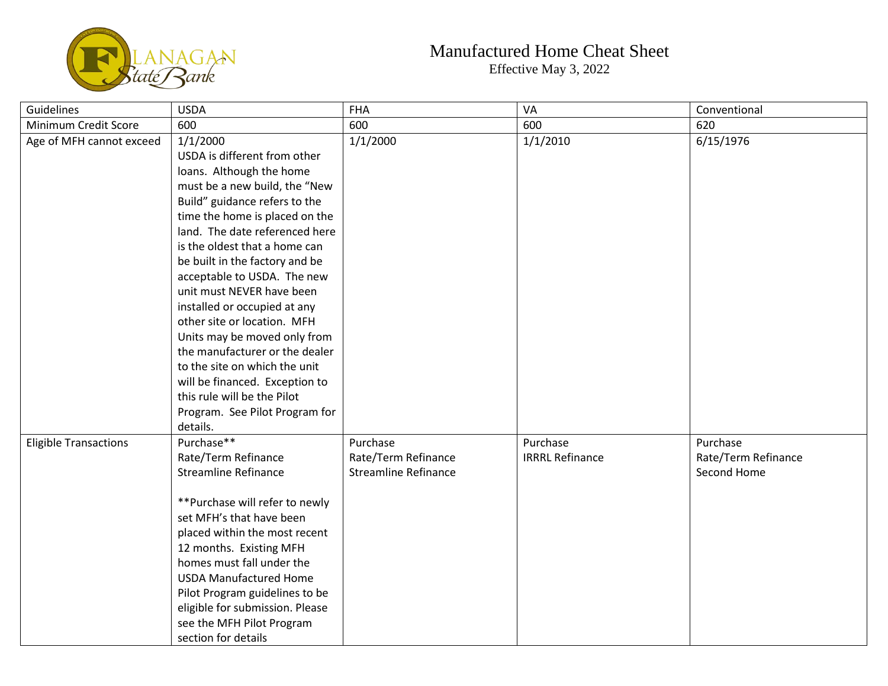# Manufactured Home Cheat Sheet

Effective May 3, 2022

| Guidelines | USDA | FHA | VA | Conventional |
|---|---|---|---|---|
| Minimum Credit Score | 600 | 600 | 600 | 620 |
| Age of MFH cannot exceed | 1/1/2000<br>USDA is different from other loans. Although the home must be a new build, the "New Build" guidance refers to the time the home is placed on the land. The date referenced here is the oldest that a home can be built in the factory and be acceptable to USDA. The new unit must NEVER have been installed or occupied at any other site or location. MFH Units may be moved only from the manufacturer or the dealer to the site on which the unit will be financed. Exception to this rule will be the Pilot Program. See Pilot Program for details. | 1/1/2000 | 1/1/2010 | 6/15/1976 |
| Eligible Transactions | Purchase**<br>Rate/Term Refinance<br>Streamline Refinance<br><br>**Purchase will refer to newly set MFH's that have been placed within the most recent 12 months. Existing MFH homes must fall under the USDA Manufactured Home Pilot Program guidelines to be eligible for submission. Please see the MFH Pilot Program section for details | Purchase<br>Rate/Term Refinance<br>Streamline Refinance | Purchase<br>IRRRL Refinance | Purchase<br>Rate/Term Refinance<br>Second Home |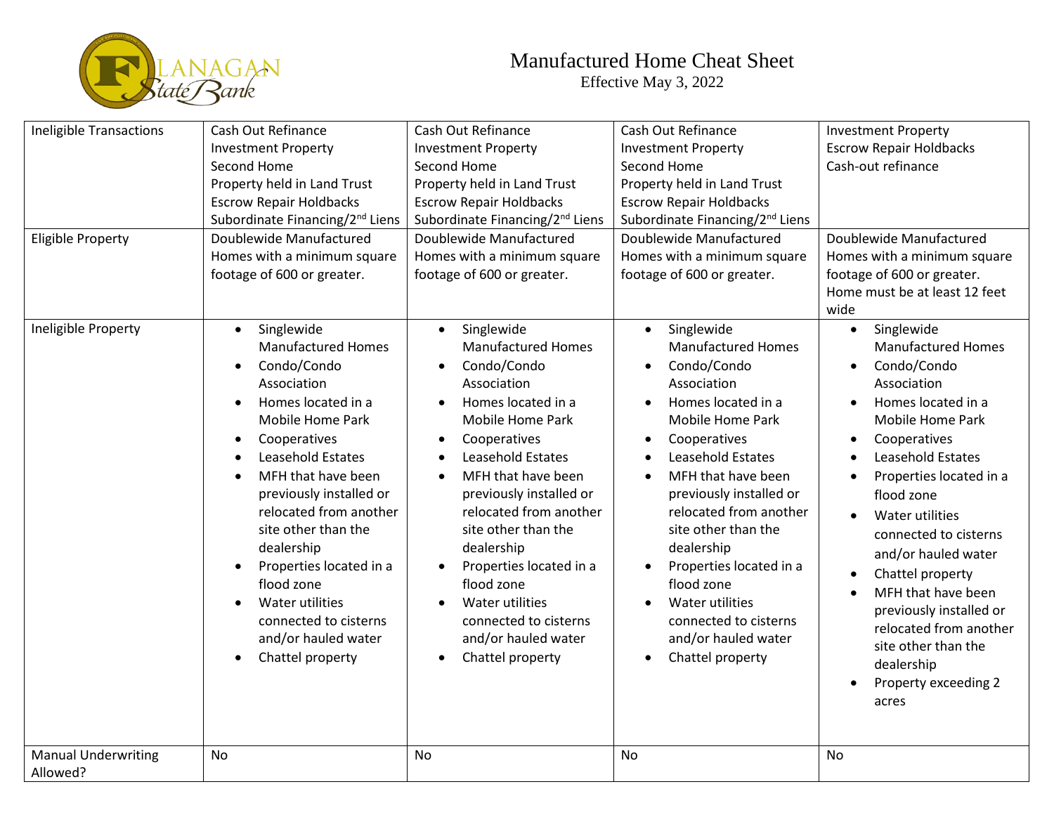# Manufactured Home Cheat Sheet

Effective May 3, 2022

| Ineligible Transactions | Cash Out Refinance<br>Investment Property<br>Second Home<br>Property held in Land Trust<br>Escrow Repair Holdbacks<br>Subordinate Financing/2nd Liens | Cash Out Refinance<br>Investment Property<br>Second Home<br>Property held in Land Trust<br>Escrow Repair Holdbacks<br>Subordinate Financing/2nd Liens | Cash Out Refinance<br>Investment Property<br>Second Home<br>Property held in Land Trust<br>Escrow Repair Holdbacks<br>Subordinate Financing/2nd Liens | Investment Property<br>Escrow Repair Holdbacks<br>Cash-out refinance |
|---|---|---|---|---|
| Eligible Property | Doublewide Manufactured Homes with a minimum square footage of 600 or greater. | Doublewide Manufactured Homes with a minimum square footage of 600 or greater. | Doublewide Manufactured Homes with a minimum square footage of 600 or greater. | Doublewide Manufactured Homes with a minimum square footage of 600 or greater.<br>Home must be at least 12 feet wide |
| Ineligible Property | • Singlewide Manufactured Homes<br>• Condo/Condo Association<br>• Homes located in a Mobile Home Park<br>• Cooperatives<br>• Leasehold Estates<br>• MFH that have been previously installed or relocated from another site other than the dealership<br>• Properties located in a flood zone<br>• Water utilities connected to cisterns and/or hauled water<br>• Chattel property | • Singlewide Manufactured Homes<br>• Condo/Condo Association<br>• Homes located in a Mobile Home Park<br>• Cooperatives<br>• Leasehold Estates<br>• MFH that have been previously installed or relocated from another site other than the dealership<br>• Properties located in a flood zone<br>• Water utilities connected to cisterns and/or hauled water<br>• Chattel property | • Singlewide Manufactured Homes<br>• Condo/Condo Association<br>• Homes located in a Mobile Home Park<br>• Cooperatives<br>• Leasehold Estates<br>• MFH that have been previously installed or relocated from another site other than the dealership<br>• Properties located in a flood zone<br>• Water utilities connected to cisterns and/or hauled water<br>• Chattel property | • Singlewide Manufactured Homes<br>• Condo/Condo Association<br>• Homes located in a Mobile Home Park<br>• Cooperatives<br>• Leasehold Estates<br>• Properties located in a flood zone<br>• Water utilities connected to cisterns and/or hauled water<br>• Chattel property<br>• MFH that have been previously installed or relocated from another site other than the dealership<br>• Property exceeding 2 acres |
| Manual Underwriting Allowed? | No | No | No | No |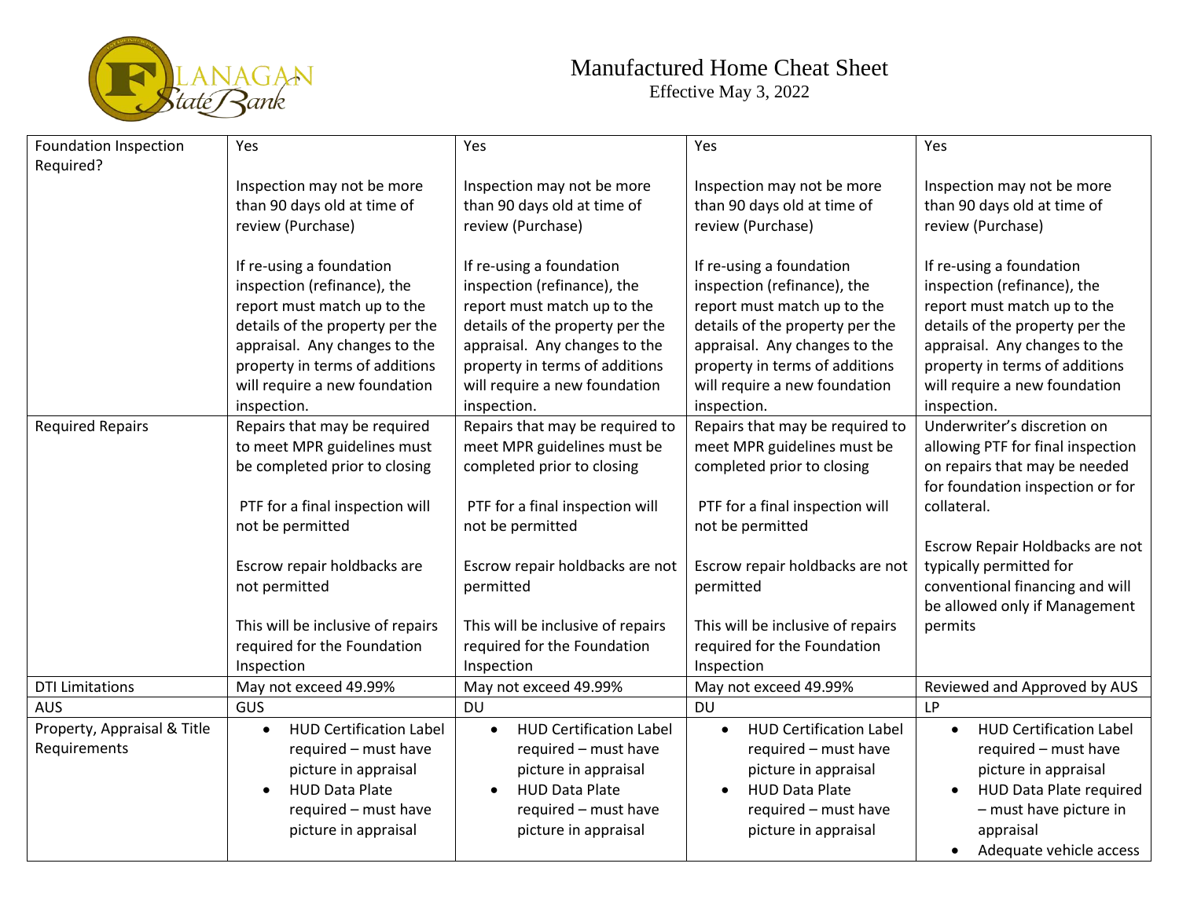# Manufactured Home Cheat Sheet

Effective May 3, 2022

| Foundation Inspection Required? | Yes<br><br>Inspection may not be more than 90 days old at time of review (Purchase)<br><br>If re-using a foundation inspection (refinance), the report must match up to the details of the property per the appraisal. Any changes to the property in terms of additions will require a new foundation inspection. | Yes<br><br>Inspection may not be more than 90 days old at time of review (Purchase)<br><br>If re-using a foundation inspection (refinance), the report must match up to the details of the property per the appraisal. Any changes to the property in terms of additions will require a new foundation inspection. | Yes<br><br>Inspection may not be more than 90 days old at time of review (Purchase)<br><br>If re-using a foundation inspection (refinance), the report must match up to the details of the property per the appraisal. Any changes to the property in terms of additions will require a new foundation inspection. | Yes<br><br>Inspection may not be more than 90 days old at time of review (Purchase)<br><br>If re-using a foundation inspection (refinance), the report must match up to the details of the property per the appraisal. Any changes to the property in terms of additions will require a new foundation inspection. |
|---|---|---|---|---|
| Required Repairs | Repairs that may be required to meet MPR guidelines must be completed prior to closing<br><br>PTF for a final inspection will not be permitted<br><br>Escrow repair holdbacks are not permitted<br><br>This will be inclusive of repairs required for the Foundation Inspection | Repairs that may be required to meet MPR guidelines must be completed prior to closing<br><br>PTF for a final inspection will not be permitted<br><br>Escrow repair holdbacks are not permitted<br><br>This will be inclusive of repairs required for the Foundation Inspection | Repairs that may be required to meet MPR guidelines must be completed prior to closing<br><br>PTF for a final inspection will not be permitted<br><br>Escrow repair holdbacks are not permitted<br><br>This will be inclusive of repairs required for the Foundation Inspection | Underwriter's discretion on allowing PTF for final inspection on repairs that may be needed for foundation inspection or for collateral.<br><br>Escrow Repair Holdbacks are not typically permitted for conventional financing and will be allowed only if Management permits |
| DTI Limitations | May not exceed 49.99% | May not exceed 49.99% | May not exceed 49.99% | Reviewed and Approved by AUS |
| AUS | GUS | DU | DU | LP |
| Property, Appraisal & Title Requirements | • HUD Certification Label required – must have picture in appraisal<br>• HUD Data Plate required – must have picture in appraisal | • HUD Certification Label required – must have picture in appraisal<br>• HUD Data Plate required – must have picture in appraisal | • HUD Certification Label required – must have picture in appraisal<br>• HUD Data Plate required – must have picture in appraisal | • HUD Certification Label required – must have picture in appraisal<br>• HUD Data Plate required – must have picture in appraisal<br>• Adequate vehicle access |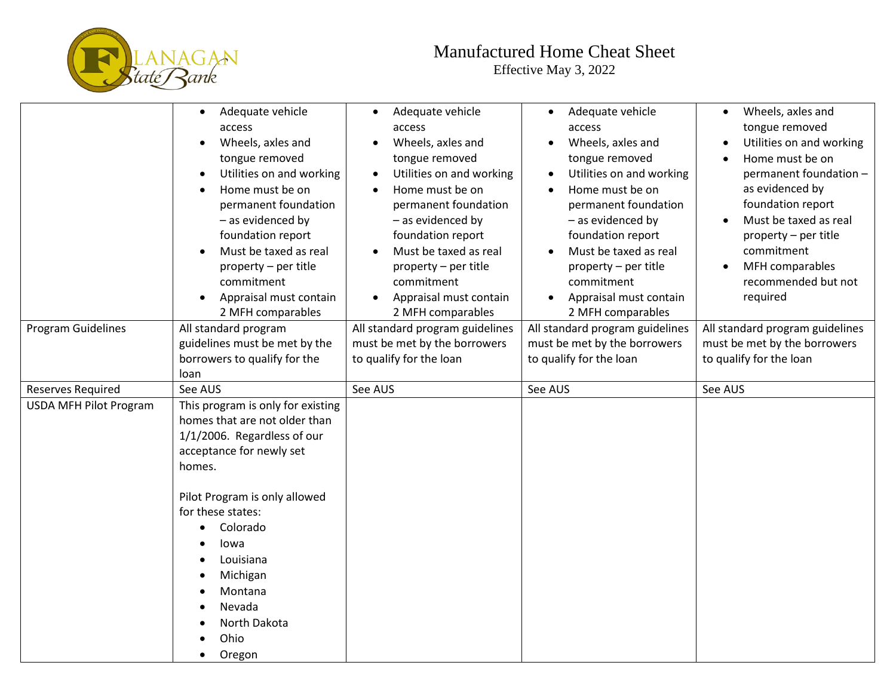# Manufactured Home Cheat Sheet

Effective May 3, 2022

| | | | | |
|---|---|---|---|---|
| | • Adequate vehicle access<br>• Wheels, axles and tongue removed<br>• Utilities on and working<br>• Home must be on permanent foundation – as evidenced by foundation report<br>• Must be taxed as real property – per title commitment<br>• Appraisal must contain 2 MFH comparables | • Adequate vehicle access<br>• Wheels, axles and tongue removed<br>• Utilities on and working<br>• Home must be on permanent foundation – as evidenced by foundation report<br>• Must be taxed as real property – per title commitment<br>• Appraisal must contain 2 MFH comparables | • Adequate vehicle access<br>• Wheels, axles and tongue removed<br>• Utilities on and working<br>• Home must be on permanent foundation – as evidenced by foundation report<br>• Must be taxed as real property – per title commitment<br>• Appraisal must contain 2 MFH comparables | • Wheels, axles and tongue removed<br>• Utilities on and working<br>• Home must be on permanent foundation – as evidenced by foundation report<br>• Must be taxed as real property – per title commitment<br>• MFH comparables recommended but not required |
| Program Guidelines | All standard program guidelines must be met by the borrowers to qualify for the loan | All standard program guidelines must be met by the borrowers to qualify for the loan | All standard program guidelines must be met by the borrowers to qualify for the loan | All standard program guidelines must be met by the borrowers to qualify for the loan |
| Reserves Required | See AUS | See AUS | See AUS | See AUS |
| USDA MFH Pilot Program | This program is only for existing homes that are not older than 1/1/2006. Regardless of our acceptance for newly set homes.<br><br>Pilot Program is only allowed for these states:<br>• Colorado<br>• Iowa<br>• Louisiana<br>• Michigan<br>• Montana<br>• Nevada<br>• North Dakota<br>• Ohio<br>• Oregon | | | |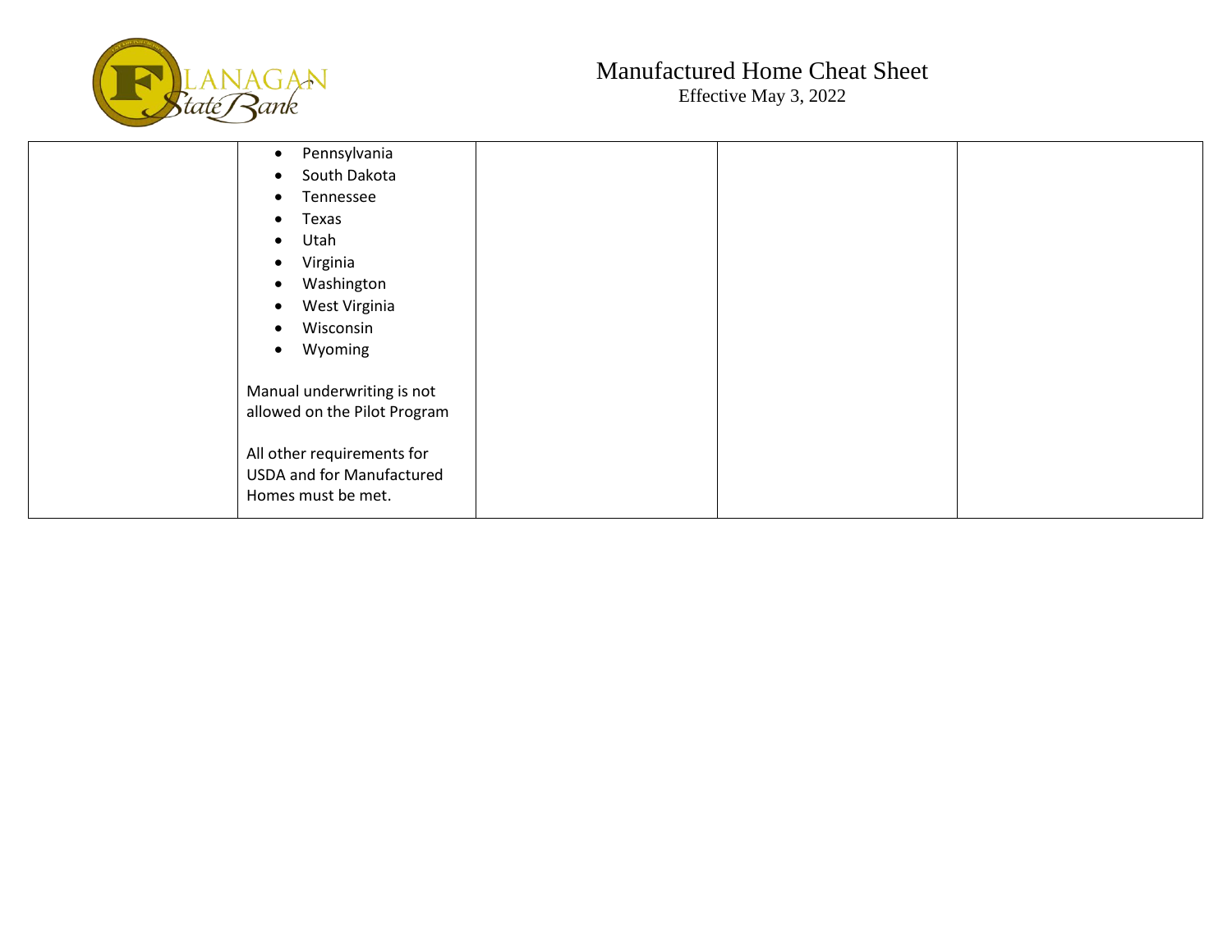# Manufactured Home Cheat Sheet

Effective May 3, 2022

| | | | | |
|---|---|---|---|---|
| | • Pennsylvania<br>• South Dakota<br>• Tennessee<br>• Texas<br>• Utah<br>• Virginia<br>• Washington<br>• West Virginia<br>• Wisconsin<br>• Wyoming<br><br>Manual underwriting is not allowed on the Pilot Program<br><br>All other requirements for USDA and for Manufactured Homes must be met. | | | |